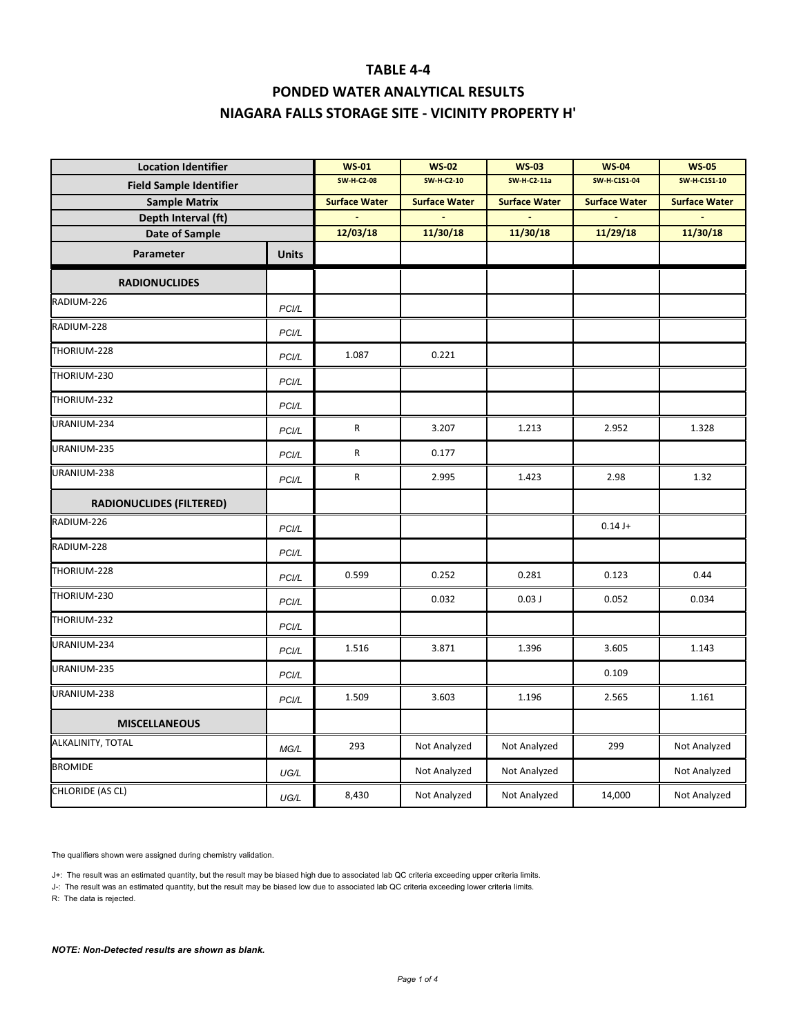# TABLE 4-4

## PONDED WATER ANALYTICAL RESULTS

## NIAGARA FALLS STORAGE SITE - VICINITY PROPERTY H'

| Location Identifier | | WS-01 | WS-02 | WS-03 | WS-04 | WS-05 |
|---|---|---|---|---|---|---|
| Field Sample Identifier | | SW-H-C2-08 | SW-H-C2-10 | SW-H-C2-11a | SW-H-C1S1-04 | SW-H-C1S1-10 |
| Sample Matrix | | Surface Water | Surface Water | Surface Water | Surface Water | Surface Water |
| Depth Interval (ft) | | - | - | - | - | - |
| Date of Sample | | 12/03/18 | 11/30/18 | 11/30/18 | 11/29/18 | 11/30/18 |
| **Parameter** | **Units** | | | | | |
| **RADIONUCLIDES** | | | | | | |
| RADIUM-226 | PCI/L | | | | | |
| RADIUM-228 | PCI/L | | | | | |
| THORIUM-228 | PCI/L | 1.087 | 0.221 | | | |
| THORIUM-230 | PCI/L | | | | | |
| THORIUM-232 | PCI/L | | | | | |
| URANIUM-234 | PCI/L | R | 3.207 | 1.213 | 2.952 | 1.328 |
| URANIUM-235 | PCI/L | R | 0.177 | | | |
| URANIUM-238 | PCI/L | R | 2.995 | 1.423 | 2.98 | 1.32 |
| **RADIONUCLIDES (FILTERED)** | | | | | | |
| RADIUM-226 | PCI/L | | | | 0.14 J+ | |
| RADIUM-228 | PCI/L | | | | | |
| THORIUM-228 | PCI/L | 0.599 | 0.252 | 0.281 | 0.123 | 0.44 |
| THORIUM-230 | PCI/L | | 0.032 | 0.03 J | 0.052 | 0.034 |
| THORIUM-232 | PCI/L | | | | | |
| URANIUM-234 | PCI/L | 1.516 | 3.871 | 1.396 | 3.605 | 1.143 |
| URANIUM-235 | PCI/L | | | | 0.109 | |
| URANIUM-238 | PCI/L | 1.509 | 3.603 | 1.196 | 2.565 | 1.161 |
| **MISCELLANEOUS** | | | | | | |
| ALKALINITY, TOTAL | MG/L | 293 | Not Analyzed | Not Analyzed | 299 | Not Analyzed |
| BROMIDE | UG/L | | Not Analyzed | Not Analyzed | | Not Analyzed |
| CHLORIDE (AS CL) | UG/L | 8,430 | Not Analyzed | Not Analyzed | 14,000 | Not Analyzed |

The qualifiers shown were assigned during chemistry validation.

J+: The result was an estimated quantity, but the result may be biased high due to associated lab QC criteria exceeding upper criteria limits.

J-: The result was an estimated quantity, but the result may be biased low due to associated lab QC criteria exceeding lower criteria limits.

R: The data is rejected.

***NOTE: Non-Detected results are shown as blank.***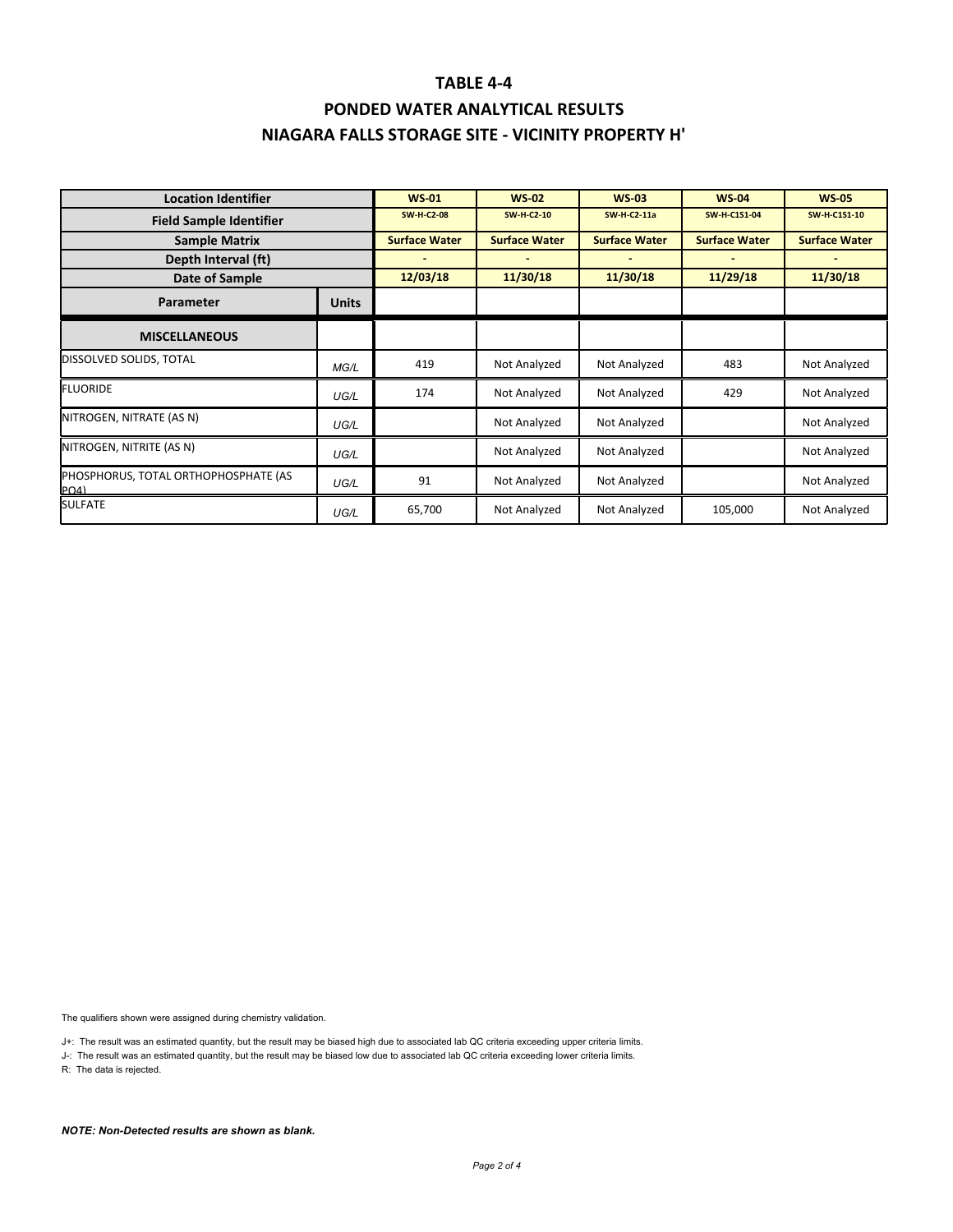# TABLE 4-4

## PONDED WATER ANALYTICAL RESULTS

## NIAGARA FALLS STORAGE SITE - VICINITY PROPERTY H'

| Location Identifier | | WS-01 | WS-02 | WS-03 | WS-04 | WS-05 |
|---|---|---|---|---|---|---|
| Field Sample Identifier | | SW-H-C2-08 | SW-H-C2-10 | SW-H-C2-11a | SW-H-C1S1-04 | SW-H-C1S1-10 |
| Sample Matrix | | Surface Water | Surface Water | Surface Water | Surface Water | Surface Water |
| Depth Interval (ft) | | - | - | - | - | - |
| Date of Sample | | 12/03/18 | 11/30/18 | 11/30/18 | 11/29/18 | 11/30/18 |
| Parameter | Units | | | | | |
| **MISCELLANEOUS** | | | | | | |
| DISSOLVED SOLIDS, TOTAL | MG/L | 419 | Not Analyzed | Not Analyzed | 483 | Not Analyzed |
| FLUORIDE | UG/L | 174 | Not Analyzed | Not Analyzed | 429 | Not Analyzed |
| NITROGEN, NITRATE (AS N) | UG/L | | Not Analyzed | Not Analyzed | | Not Analyzed |
| NITROGEN, NITRITE (AS N) | UG/L | | Not Analyzed | Not Analyzed | | Not Analyzed |
| PHOSPHORUS, TOTAL ORTHOPHOSPHATE (AS PO4) | UG/L | 91 | Not Analyzed | Not Analyzed | | Not Analyzed |
| SULFATE | UG/L | 65,700 | Not Analyzed | Not Analyzed | 105,000 | Not Analyzed |

The qualifiers shown were assigned during chemistry validation.

J+: The result was an estimated quantity, but the result may be biased high due to associated lab QC criteria exceeding upper criteria limits.

J-: The result was an estimated quantity, but the result may be biased low due to associated lab QC criteria exceeding lower criteria limits.

R: The data is rejected.

***NOTE: Non-Detected results are shown as blank.***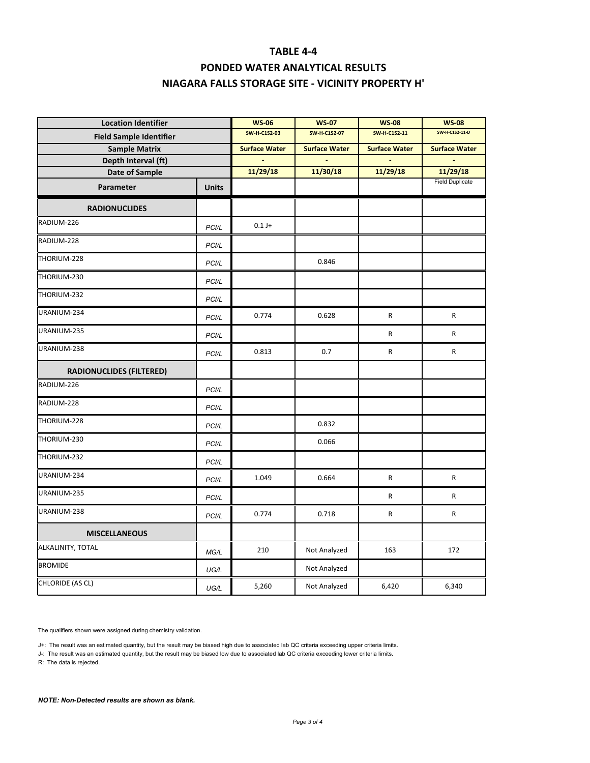# TABLE 4-4

## PONDED WATER ANALYTICAL RESULTS

## NIAGARA FALLS STORAGE SITE - VICINITY PROPERTY H'

| Location Identifier | | WS-06 | WS-07 | WS-08 | WS-08 |
|---|---|---|---|---|---|
| Field Sample Identifier | | SW-H-C1S2-03 | SW-H-C1S2-07 | SW-H-C1S2-11 | SW-H-C1S2-11-D |
| Sample Matrix | | Surface Water | Surface Water | Surface Water | Surface Water |
| Depth Interval (ft) | | - | - | - | - |
| Date of Sample | | 11/29/18 | 11/30/18 | 11/29/18 | 11/29/18 |
| Parameter | Units | | | | Field Duplicate |
| **RADIONUCLIDES** | | | | | |
| RADIUM-226 | PCI/L | 0.1 J+ | | | |
| RADIUM-228 | PCI/L | | | | |
| THORIUM-228 | PCI/L | | 0.846 | | |
| THORIUM-230 | PCI/L | | | | |
| THORIUM-232 | PCI/L | | | | |
| URANIUM-234 | PCI/L | 0.774 | 0.628 | R | R |
| URANIUM-235 | PCI/L | | | R | R |
| URANIUM-238 | PCI/L | 0.813 | 0.7 | R | R |
| **RADIONUCLIDES (FILTERED)** | | | | | |
| RADIUM-226 | PCI/L | | | | |
| RADIUM-228 | PCI/L | | | | |
| THORIUM-228 | PCI/L | | 0.832 | | |
| THORIUM-230 | PCI/L | | 0.066 | | |
| THORIUM-232 | PCI/L | | | | |
| URANIUM-234 | PCI/L | 1.049 | 0.664 | R | R |
| URANIUM-235 | PCI/L | | | R | R |
| URANIUM-238 | PCI/L | 0.774 | 0.718 | R | R |
| **MISCELLANEOUS** | | | | | |
| ALKALINITY, TOTAL | MG/L | 210 | Not Analyzed | 163 | 172 |
| BROMIDE | UG/L | | Not Analyzed | | |
| CHLORIDE (AS CL) | UG/L | 5,260 | Not Analyzed | 6,420 | 6,340 |

The qualifiers shown were assigned during chemistry validation.

J+: The result was an estimated quantity, but the result may be biased high due to associated lab QC criteria exceeding upper criteria limits.

J-: The result was an estimated quantity, but the result may be biased low due to associated lab QC criteria exceeding lower criteria limits.

R: The data is rejected.

***NOTE: Non-Detected results are shown as blank.***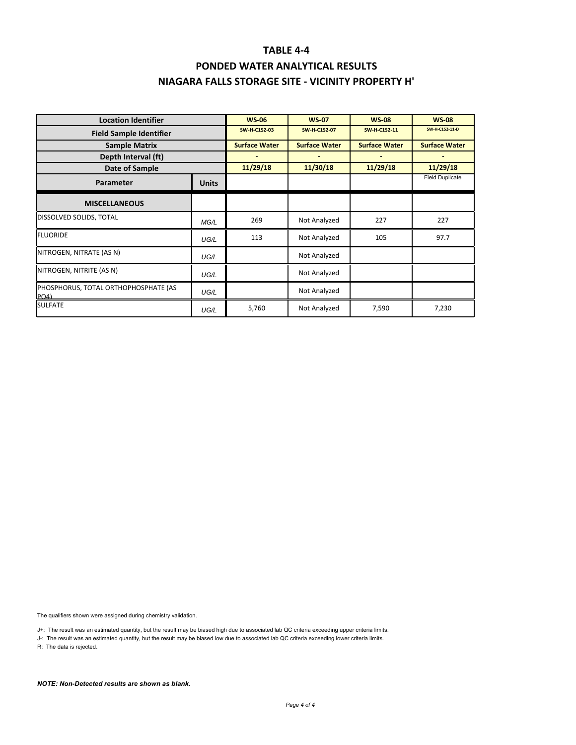# TABLE 4-4

## PONDED WATER ANALYTICAL RESULTS

## NIAGARA FALLS STORAGE SITE - VICINITY PROPERTY H'

| Location Identifier | | WS-06 | WS-07 | WS-08 | WS-08 |
|---|---|---|---|---|---|
| Field Sample Identifier | | SW-H-C1S2-03 | SW-H-C1S2-07 | SW-H-C1S2-11 | SW-H-C1S2-11-D |
| Sample Matrix | | Surface Water | Surface Water | Surface Water | Surface Water |
| Depth Interval (ft) | | - | - | - | - |
| Date of Sample | | 11/29/18 | 11/30/18 | 11/29/18 | 11/29/18 |
| Parameter | Units | | | | Field Duplicate |
| **MISCELLANEOUS** | | | | | |
| DISSOLVED SOLIDS, TOTAL | MG/L | 269 | Not Analyzed | 227 | 227 |
| FLUORIDE | UG/L | 113 | Not Analyzed | 105 | 97.7 |
| NITROGEN, NITRATE (AS N) | UG/L | | Not Analyzed | | |
| NITROGEN, NITRITE (AS N) | UG/L | | Not Analyzed | | |
| PHOSPHORUS, TOTAL ORTHOPHOSPHATE (AS PO4) | UG/L | | Not Analyzed | | |
| SULFATE | UG/L | 5,760 | Not Analyzed | 7,590 | 7,230 |

The qualifiers shown were assigned during chemistry validation.

J+: The result was an estimated quantity, but the result may be biased high due to associated lab QC criteria exceeding upper criteria limits.

J-: The result was an estimated quantity, but the result may be biased low due to associated lab QC criteria exceeding lower criteria limits.

R: The data is rejected.

***NOTE: Non-Detected results are shown as blank.***